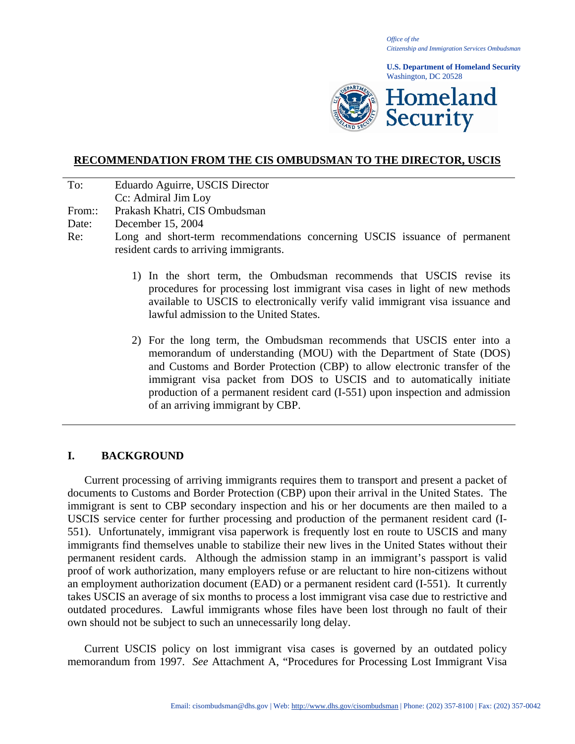Office of the
Citizenship and Immigration Services Ombudsman

**U.S. Department of Homeland Security**
Washington, DC 20528

# RECOMMENDATION FROM THE CIS OMBUDSMAN TO THE DIRECTOR, USCIS

To: Eduardo Aguirre, USCIS Director
Cc: Admiral Jim Loy
From:: Prakash Khatri, CIS Ombudsman
Date: December 15, 2004
Re: Long and short-term recommendations concerning USCIS issuance of permanent resident cards to arriving immigrants.

1) In the short term, the Ombudsman recommends that USCIS revise its procedures for processing lost immigrant visa cases in light of new methods available to USCIS to electronically verify valid immigrant visa issuance and lawful admission to the United States.

2) For the long term, the Ombudsman recommends that USCIS enter into a memorandum of understanding (MOU) with the Department of State (DOS) and Customs and Border Protection (CBP) to allow electronic transfer of the immigrant visa packet from DOS to USCIS and to automatically initiate production of a permanent resident card (I-551) upon inspection and admission of an arriving immigrant by CBP.

## I. BACKGROUND

Current processing of arriving immigrants requires them to transport and present a packet of documents to Customs and Border Protection (CBP) upon their arrival in the United States. The immigrant is sent to CBP secondary inspection and his or her documents are then mailed to a USCIS service center for further processing and production of the permanent resident card (I-551). Unfortunately, immigrant visa paperwork is frequently lost en route to USCIS and many immigrants find themselves unable to stabilize their new lives in the United States without their permanent resident cards. Although the admission stamp in an immigrant's passport is valid proof of work authorization, many employers refuse or are reluctant to hire non-citizens without an employment authorization document (EAD) or a permanent resident card (I-551). It currently takes USCIS an average of six months to process a lost immigrant visa case due to restrictive and outdated procedures. Lawful immigrants whose files have been lost through no fault of their own should not be subject to such an unnecessarily long delay.

Current USCIS policy on lost immigrant visa cases is governed by an outdated policy memorandum from 1997. *See* Attachment A, "Procedures for Processing Lost Immigrant Visa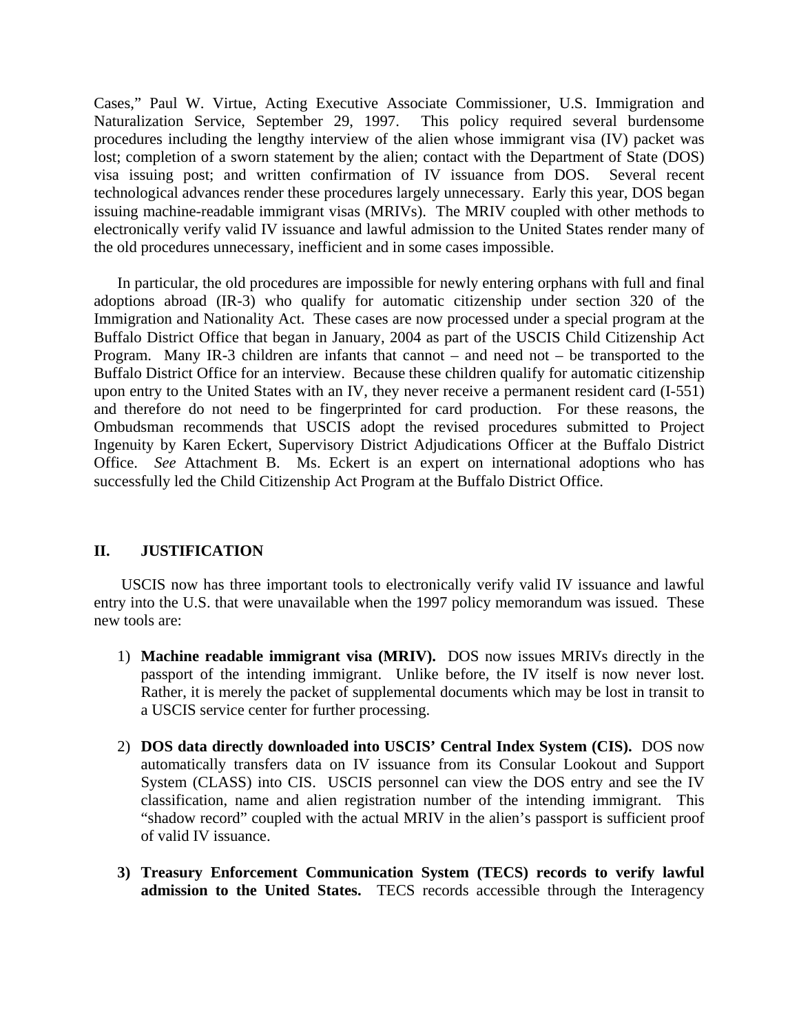Cases," Paul W. Virtue, Acting Executive Associate Commissioner, U.S. Immigration and Naturalization Service, September 29, 1997. This policy required several burdensome procedures including the lengthy interview of the alien whose immigrant visa (IV) packet was lost; completion of a sworn statement by the alien; contact with the Department of State (DOS) visa issuing post; and written confirmation of IV issuance from DOS. Several recent technological advances render these procedures largely unnecessary. Early this year, DOS began issuing machine-readable immigrant visas (MRIVs). The MRIV coupled with other methods to electronically verify valid IV issuance and lawful admission to the United States render many of the old procedures unnecessary, inefficient and in some cases impossible.

In particular, the old procedures are impossible for newly entering orphans with full and final adoptions abroad (IR-3) who qualify for automatic citizenship under section 320 of the Immigration and Nationality Act. These cases are now processed under a special program at the Buffalo District Office that began in January, 2004 as part of the USCIS Child Citizenship Act Program. Many IR-3 children are infants that cannot – and need not – be transported to the Buffalo District Office for an interview. Because these children qualify for automatic citizenship upon entry to the United States with an IV, they never receive a permanent resident card (I-551) and therefore do not need to be fingerprinted for card production. For these reasons, the Ombudsman recommends that USCIS adopt the revised procedures submitted to Project Ingenuity by Karen Eckert, Supervisory District Adjudications Officer at the Buffalo District Office. *See* Attachment B. Ms. Eckert is an expert on international adoptions who has successfully led the Child Citizenship Act Program at the Buffalo District Office.

## II. JUSTIFICATION

USCIS now has three important tools to electronically verify valid IV issuance and lawful entry into the U.S. that were unavailable when the 1997 policy memorandum was issued. These new tools are:

1) **Machine readable immigrant visa (MRIV).** DOS now issues MRIVs directly in the passport of the intending immigrant. Unlike before, the IV itself is now never lost. Rather, it is merely the packet of supplemental documents which may be lost in transit to a USCIS service center for further processing.

2) **DOS data directly downloaded into USCIS' Central Index System (CIS).** DOS now automatically transfers data on IV issuance from its Consular Lookout and Support System (CLASS) into CIS. USCIS personnel can view the DOS entry and see the IV classification, name and alien registration number of the intending immigrant. This "shadow record" coupled with the actual MRIV in the alien's passport is sufficient proof of valid IV issuance.

3) **Treasury Enforcement Communication System (TECS) records to verify lawful admission to the United States.** TECS records accessible through the Interagency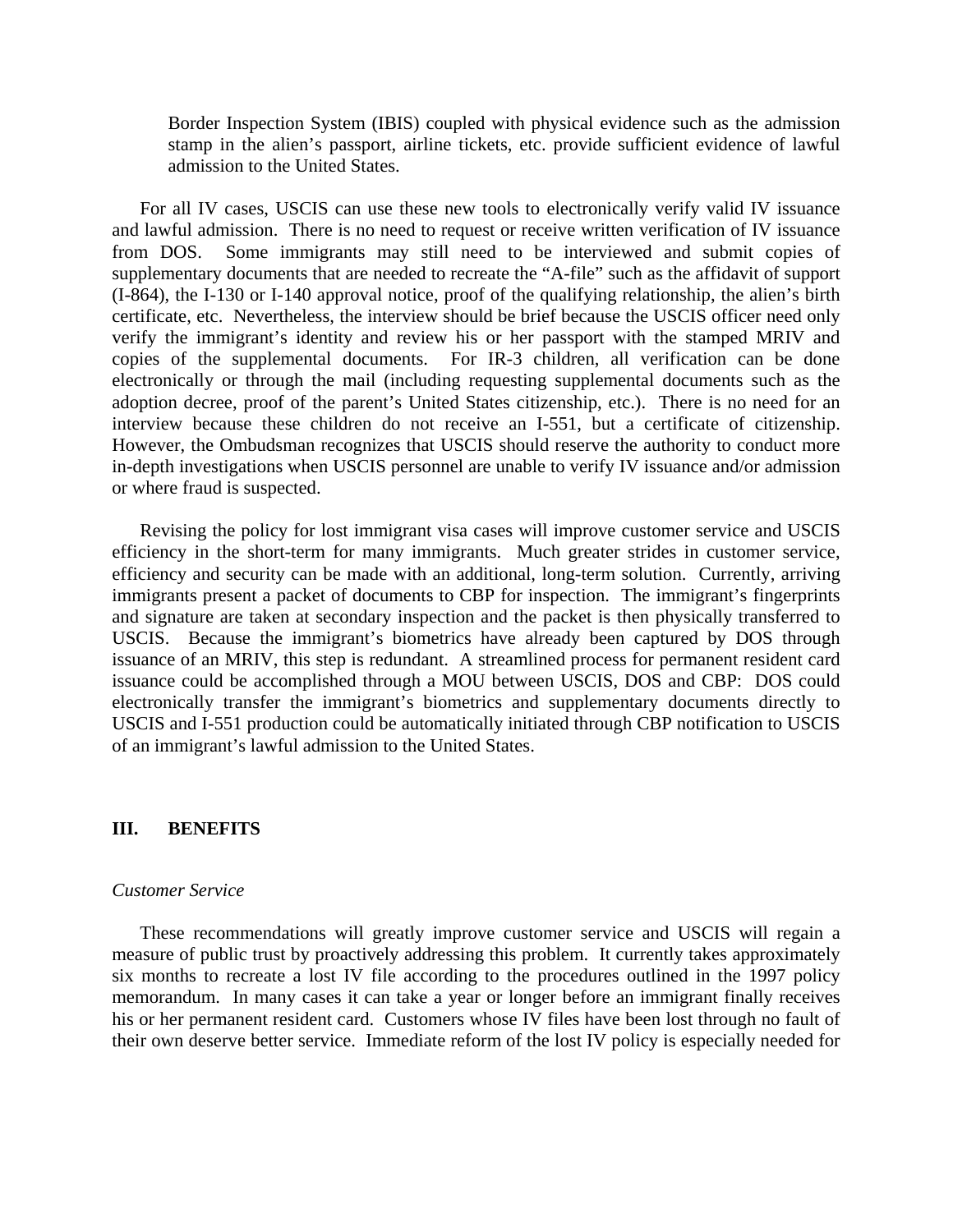Border Inspection System (IBIS) coupled with physical evidence such as the admission stamp in the alien's passport, airline tickets, etc. provide sufficient evidence of lawful admission to the United States.

For all IV cases, USCIS can use these new tools to electronically verify valid IV issuance and lawful admission. There is no need to request or receive written verification of IV issuance from DOS. Some immigrants may still need to be interviewed and submit copies of supplementary documents that are needed to recreate the "A-file" such as the affidavit of support (I-864), the I-130 or I-140 approval notice, proof of the qualifying relationship, the alien's birth certificate, etc. Nevertheless, the interview should be brief because the USCIS officer need only verify the immigrant's identity and review his or her passport with the stamped MRIV and copies of the supplemental documents. For IR-3 children, all verification can be done electronically or through the mail (including requesting supplemental documents such as the adoption decree, proof of the parent's United States citizenship, etc.). There is no need for an interview because these children do not receive an I-551, but a certificate of citizenship. However, the Ombudsman recognizes that USCIS should reserve the authority to conduct more in-depth investigations when USCIS personnel are unable to verify IV issuance and/or admission or where fraud is suspected.

Revising the policy for lost immigrant visa cases will improve customer service and USCIS efficiency in the short-term for many immigrants. Much greater strides in customer service, efficiency and security can be made with an additional, long-term solution. Currently, arriving immigrants present a packet of documents to CBP for inspection. The immigrant's fingerprints and signature are taken at secondary inspection and the packet is then physically transferred to USCIS. Because the immigrant's biometrics have already been captured by DOS through issuance of an MRIV, this step is redundant. A streamlined process for permanent resident card issuance could be accomplished through a MOU between USCIS, DOS and CBP: DOS could electronically transfer the immigrant's biometrics and supplementary documents directly to USCIS and I-551 production could be automatically initiated through CBP notification to USCIS of an immigrant's lawful admission to the United States.

## III. BENEFITS

*Customer Service*

These recommendations will greatly improve customer service and USCIS will regain a measure of public trust by proactively addressing this problem. It currently takes approximately six months to recreate a lost IV file according to the procedures outlined in the 1997 policy memorandum. In many cases it can take a year or longer before an immigrant finally receives his or her permanent resident card. Customers whose IV files have been lost through no fault of their own deserve better service. Immediate reform of the lost IV policy is especially needed for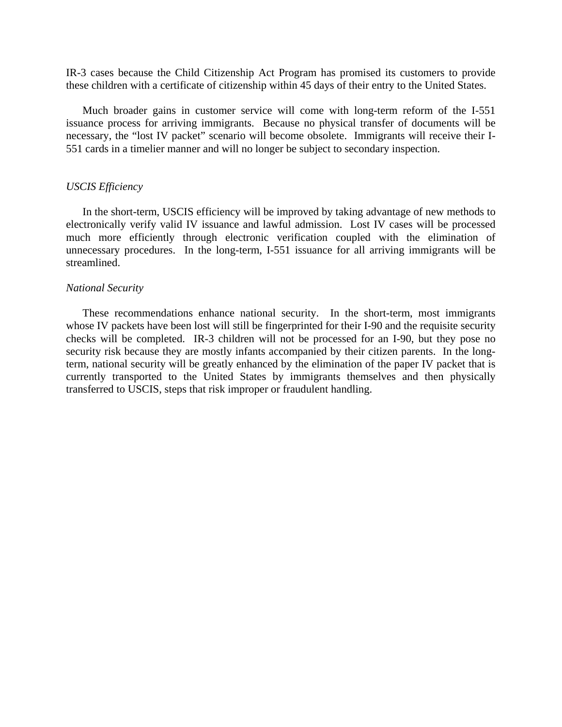IR-3 cases because the Child Citizenship Act Program has promised its customers to provide these children with a certificate of citizenship within 45 days of their entry to the United States.

Much broader gains in customer service will come with long-term reform of the I-551 issuance process for arriving immigrants. Because no physical transfer of documents will be necessary, the "lost IV packet" scenario will become obsolete. Immigrants will receive their I-551 cards in a timelier manner and will no longer be subject to secondary inspection.

*USCIS Efficiency*

In the short-term, USCIS efficiency will be improved by taking advantage of new methods to electronically verify valid IV issuance and lawful admission. Lost IV cases will be processed much more efficiently through electronic verification coupled with the elimination of unnecessary procedures. In the long-term, I-551 issuance for all arriving immigrants will be streamlined.

*National Security*

These recommendations enhance national security. In the short-term, most immigrants whose IV packets have been lost will still be fingerprinted for their I-90 and the requisite security checks will be completed. IR-3 children will not be processed for an I-90, but they pose no security risk because they are mostly infants accompanied by their citizen parents. In the long-term, national security will be greatly enhanced by the elimination of the paper IV packet that is currently transported to the United States by immigrants themselves and then physically transferred to USCIS, steps that risk improper or fraudulent handling.